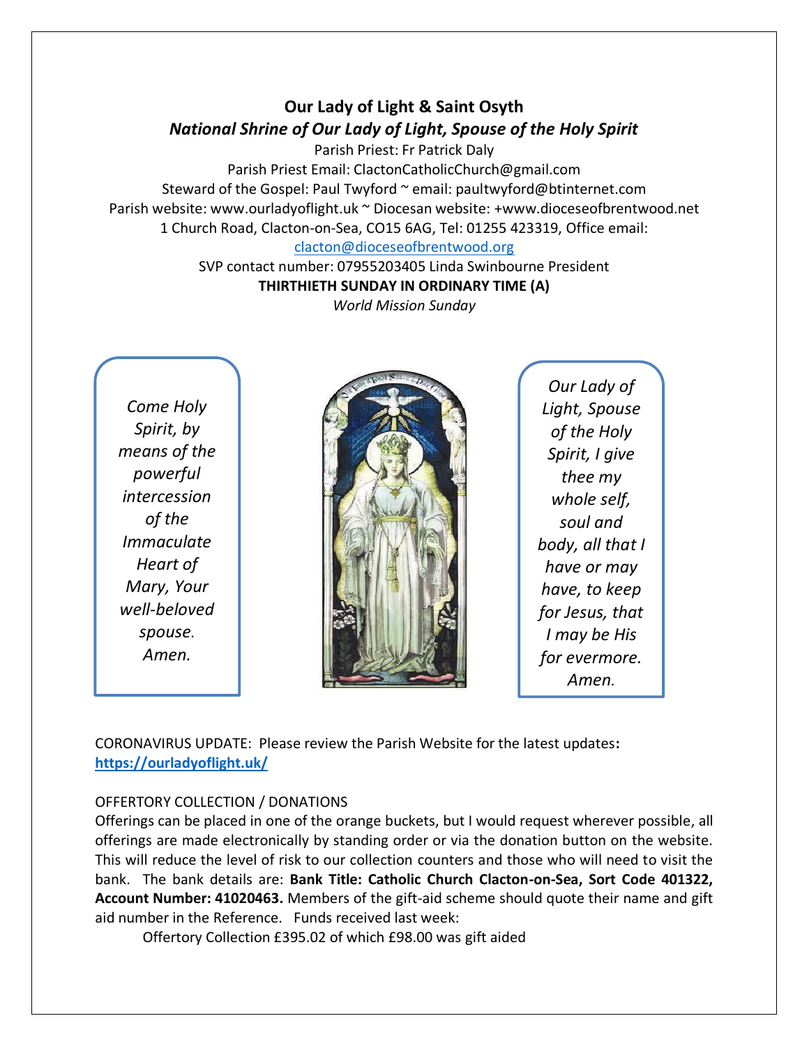# Our Lady of Light & Saint Osyth

## *National Shrine of Our Lady of Light, Spouse of the Holy Spirit*

Parish Priest: Fr Patrick Daly
Parish Priest Email: ClactonCatholicChurch@gmail.com
Steward of the Gospel: Paul Twyford ~ email: paultwyford@btinternet.com
Parish website: www.ourladyoflight.uk ~ Diocesan website: +www.dioceseofbrentwood.net
1 Church Road, Clacton-on-Sea, CO15 6AG, Tel: 01255 423319, Office email: clacton@dioceseofbrentwood.org
SVP contact number: 07955203405 Linda Swinbourne President

**THIRTHIETH SUNDAY IN ORDINARY TIME (A)**

*World Mission Sunday*

*Come Holy Spirit, by means of the powerful intercession of the Immaculate Heart of Mary, Your well-beloved spouse. Amen.*

*Our Lady of Light, Spouse of the Holy Spirit, I give thee my whole self, soul and body, all that I have or may have, to keep for Jesus, that I may be His for evermore. Amen.*

CORONAVIRUS UPDATE: Please review the Parish Website for the latest updates**:** **https://ourladyoflight.uk/**

OFFERTORY COLLECTION / DONATIONS

Offerings can be placed in one of the orange buckets, but I would request wherever possible, all offerings are made electronically by standing order or via the donation button on the website. This will reduce the level of risk to our collection counters and those who will need to visit the bank. The bank details are: **Bank Title: Catholic Church Clacton-on-Sea, Sort Code 401322, Account Number: 41020463.** Members of the gift-aid scheme should quote their name and gift aid number in the Reference. Funds received last week:

Offertory Collection £395.02 of which £98.00 was gift aided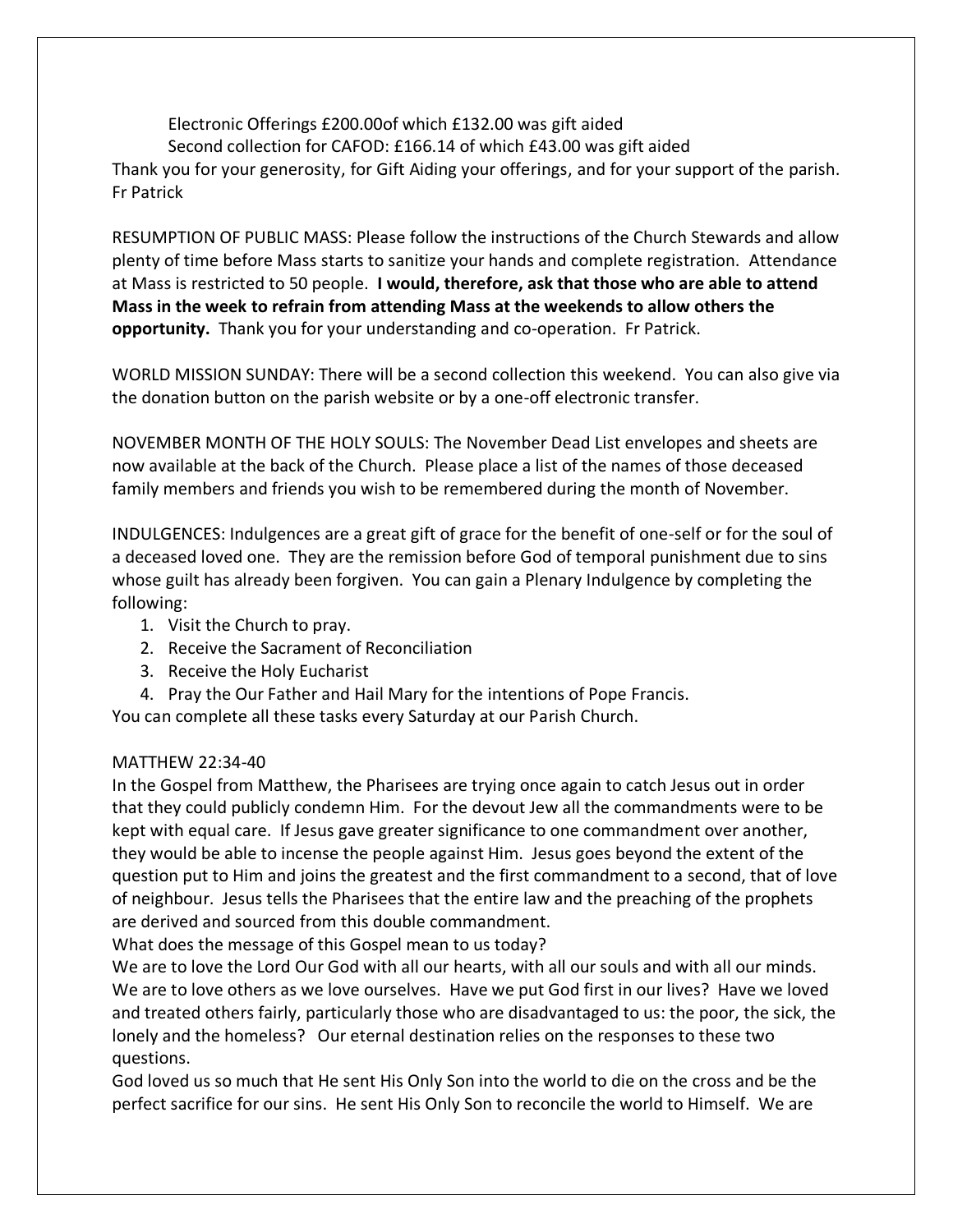Electronic Offerings £200.00of which £132.00 was gift aided

Second collection for CAFOD: £166.14 of which £43.00 was gift aided

Thank you for your generosity, for Gift Aiding your offerings, and for your support of the parish. Fr Patrick

RESUMPTION OF PUBLIC MASS: Please follow the instructions of the Church Stewards and allow plenty of time before Mass starts to sanitize your hands and complete registration. Attendance at Mass is restricted to 50 people. **I would, therefore, ask that those who are able to attend Mass in the week to refrain from attending Mass at the weekends to allow others the opportunity.** Thank you for your understanding and co-operation. Fr Patrick.

WORLD MISSION SUNDAY: There will be a second collection this weekend. You can also give via the donation button on the parish website or by a one-off electronic transfer.

NOVEMBER MONTH OF THE HOLY SOULS: The November Dead List envelopes and sheets are now available at the back of the Church. Please place a list of the names of those deceased family members and friends you wish to be remembered during the month of November.

INDULGENCES: Indulgences are a great gift of grace for the benefit of one-self or for the soul of a deceased loved one. They are the remission before God of temporal punishment due to sins whose guilt has already been forgiven. You can gain a Plenary Indulgence by completing the following:

1. Visit the Church to pray.
2. Receive the Sacrament of Reconciliation
3. Receive the Holy Eucharist
4. Pray the Our Father and Hail Mary for the intentions of Pope Francis.

You can complete all these tasks every Saturday at our Parish Church.

MATTHEW 22:34-40

In the Gospel from Matthew, the Pharisees are trying once again to catch Jesus out in order that they could publicly condemn Him. For the devout Jew all the commandments were to be kept with equal care. If Jesus gave greater significance to one commandment over another, they would be able to incense the people against Him. Jesus goes beyond the extent of the question put to Him and joins the greatest and the first commandment to a second, that of love of neighbour. Jesus tells the Pharisees that the entire law and the preaching of the prophets are derived and sourced from this double commandment.

What does the message of this Gospel mean to us today?

We are to love the Lord Our God with all our hearts, with all our souls and with all our minds. We are to love others as we love ourselves. Have we put God first in our lives? Have we loved and treated others fairly, particularly those who are disadvantaged to us: the poor, the sick, the lonely and the homeless? Our eternal destination relies on the responses to these two questions.

God loved us so much that He sent His Only Son into the world to die on the cross and be the perfect sacrifice for our sins. He sent His Only Son to reconcile the world to Himself. We are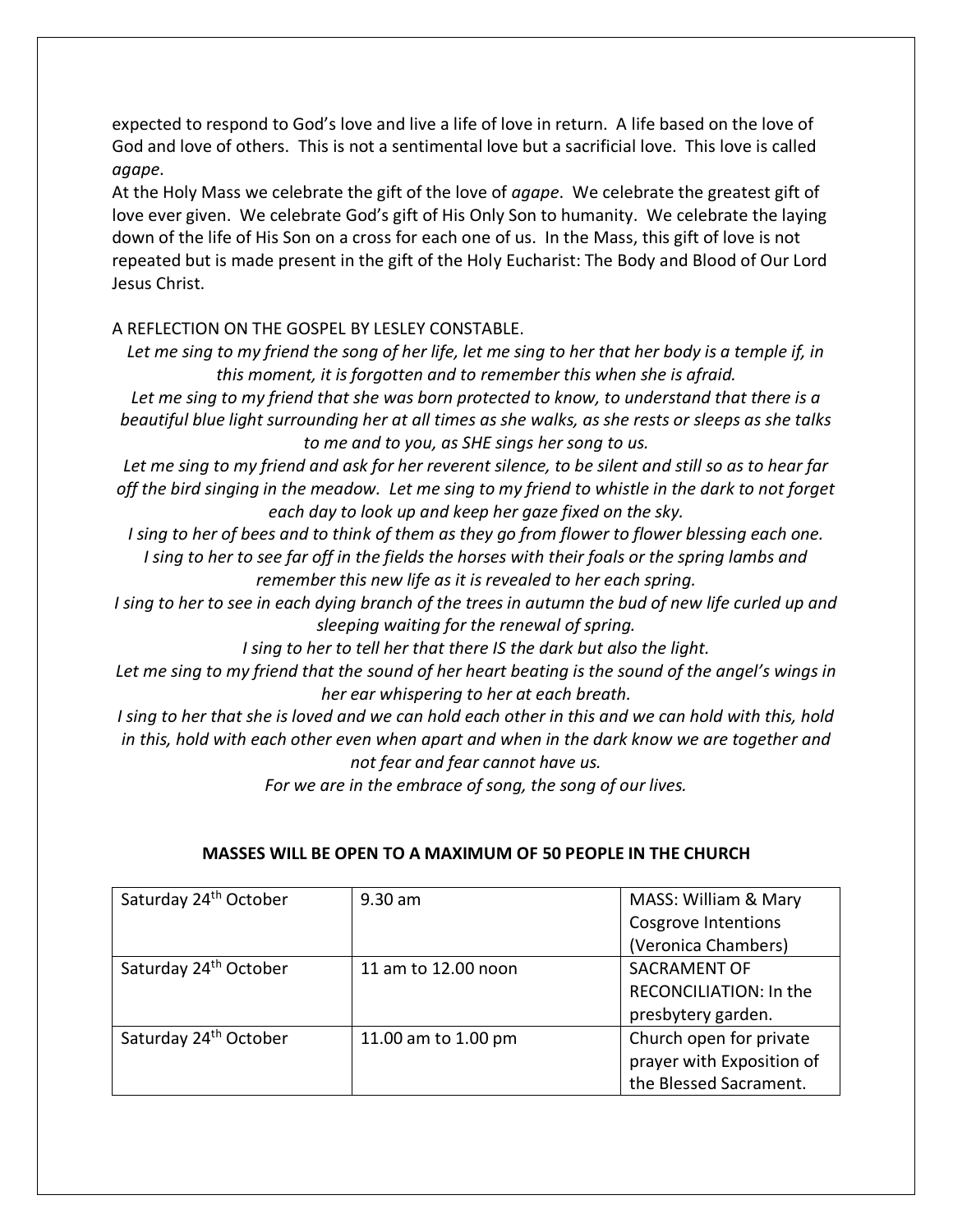expected to respond to God's love and live a life of love in return. A life based on the love of God and love of others. This is not a sentimental love but a sacrificial love. This love is called *agape*.

At the Holy Mass we celebrate the gift of the love of *agape*. We celebrate the greatest gift of love ever given. We celebrate God's gift of His Only Son to humanity. We celebrate the laying down of the life of His Son on a cross for each one of us. In the Mass, this gift of love is not repeated but is made present in the gift of the Holy Eucharist: The Body and Blood of Our Lord Jesus Christ.

A REFLECTION ON THE GOSPEL BY LESLEY CONSTABLE.

*Let me sing to my friend the song of her life, let me sing to her that her body is a temple if, in this moment, it is forgotten and to remember this when she is afraid.*

*Let me sing to my friend that she was born protected to know, to understand that there is a beautiful blue light surrounding her at all times as she walks, as she rests or sleeps as she talks to me and to you, as SHE sings her song to us.*

*Let me sing to my friend and ask for her reverent silence, to be silent and still so as to hear far off the bird singing in the meadow. Let me sing to my friend to whistle in the dark to not forget each day to look up and keep her gaze fixed on the sky.*

*I sing to her of bees and to think of them as they go from flower to flower blessing each one.*

*I sing to her to see far off in the fields the horses with their foals or the spring lambs and remember this new life as it is revealed to her each spring.*

*I sing to her to see in each dying branch of the trees in autumn the bud of new life curled up and sleeping waiting for the renewal of spring.*

*I sing to her to tell her that there IS the dark but also the light.*

*Let me sing to my friend that the sound of her heart beating is the sound of the angel's wings in her ear whispering to her at each breath.*

*I sing to her that she is loved and we can hold each other in this and we can hold with this, hold in this, hold with each other even when apart and when in the dark know we are together and not fear and fear cannot have us.*

*For we are in the embrace of song, the song of our lives.*

**MASSES WILL BE OPEN TO A MAXIMUM OF 50 PEOPLE IN THE CHURCH**

| | | |
|---|---|---|
| Saturday 24th October | 9.30 am | MASS: William & Mary Cosgrove Intentions (Veronica Chambers) |
| Saturday 24th October | 11 am to 12.00 noon | SACRAMENT OF RECONCILIATION: In the presbytery garden. |
| Saturday 24th October | 11.00 am to 1.00 pm | Church open for private prayer with Exposition of the Blessed Sacrament. |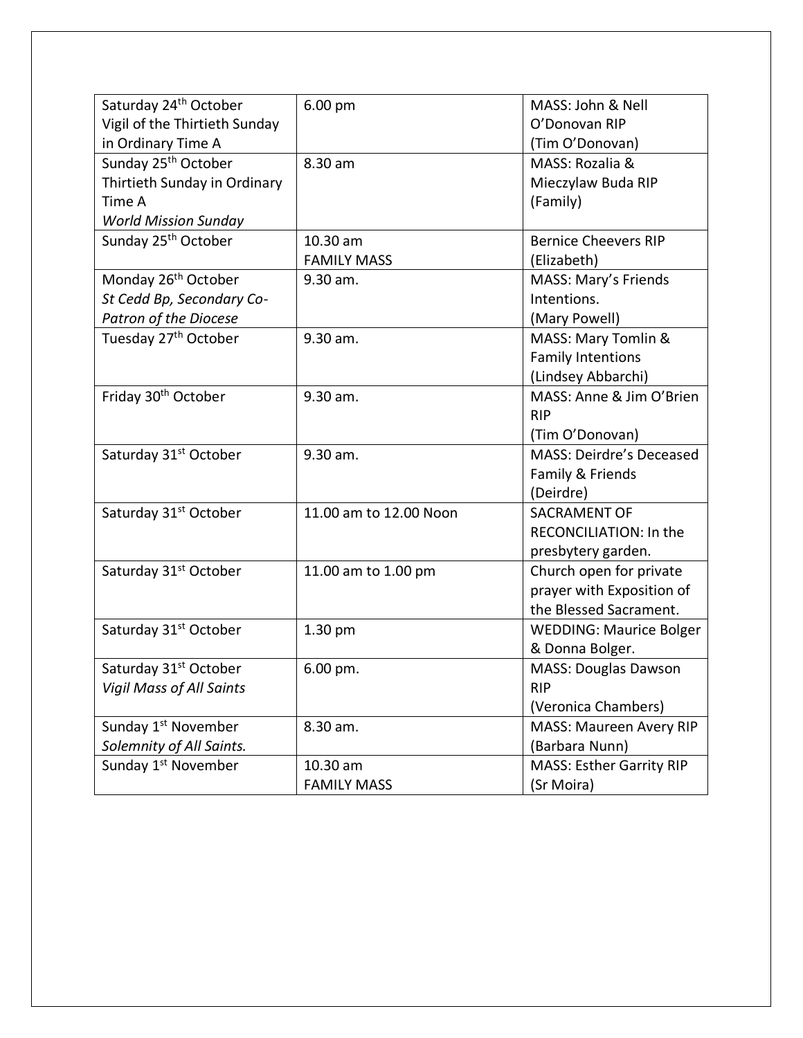| | | |
|---|---|---|
| Saturday 24th October<br>Vigil of the Thirtieth Sunday in Ordinary Time A | 6.00 pm | MASS: John & Nell O'Donovan RIP<br>(Tim O'Donovan) |
| Sunday 25th October<br>Thirtieth Sunday in Ordinary Time A<br>*World Mission Sunday* | 8.30 am | MASS: Rozalia & Mieczylaw Buda RIP<br>(Family) |
| Sunday 25th October | 10.30 am<br>FAMILY MASS | Bernice Cheevers RIP<br>(Elizabeth) |
| Monday 26th October<br>*St Cedd Bp, Secondary Co-Patron of the Diocese* | 9.30 am. | MASS: Mary's Friends Intentions.<br>(Mary Powell) |
| Tuesday 27th October | 9.30 am. | MASS: Mary Tomlin & Family Intentions<br>(Lindsey Abbarchi) |
| Friday 30th October | 9.30 am. | MASS: Anne & Jim O'Brien RIP<br>(Tim O'Donovan) |
| Saturday 31st October | 9.30 am. | MASS: Deirdre's Deceased Family & Friends<br>(Deirdre) |
| Saturday 31st October | 11.00 am to 12.00 Noon | SACRAMENT OF RECONCILIATION: In the presbytery garden. |
| Saturday 31st October | 11.00 am to 1.00 pm | Church open for private prayer with Exposition of the Blessed Sacrament. |
| Saturday 31st October | 1.30 pm | WEDDING: Maurice Bolger & Donna Bolger. |
| Saturday 31st October<br>*Vigil Mass of All Saints* | 6.00 pm. | MASS: Douglas Dawson RIP<br>(Veronica Chambers) |
| Sunday 1st November<br>*Solemnity of All Saints.* | 8.30 am. | MASS: Maureen Avery RIP<br>(Barbara Nunn) |
| Sunday 1st November | 10.30 am<br>FAMILY MASS | MASS: Esther Garrity RIP<br>(Sr Moira) |